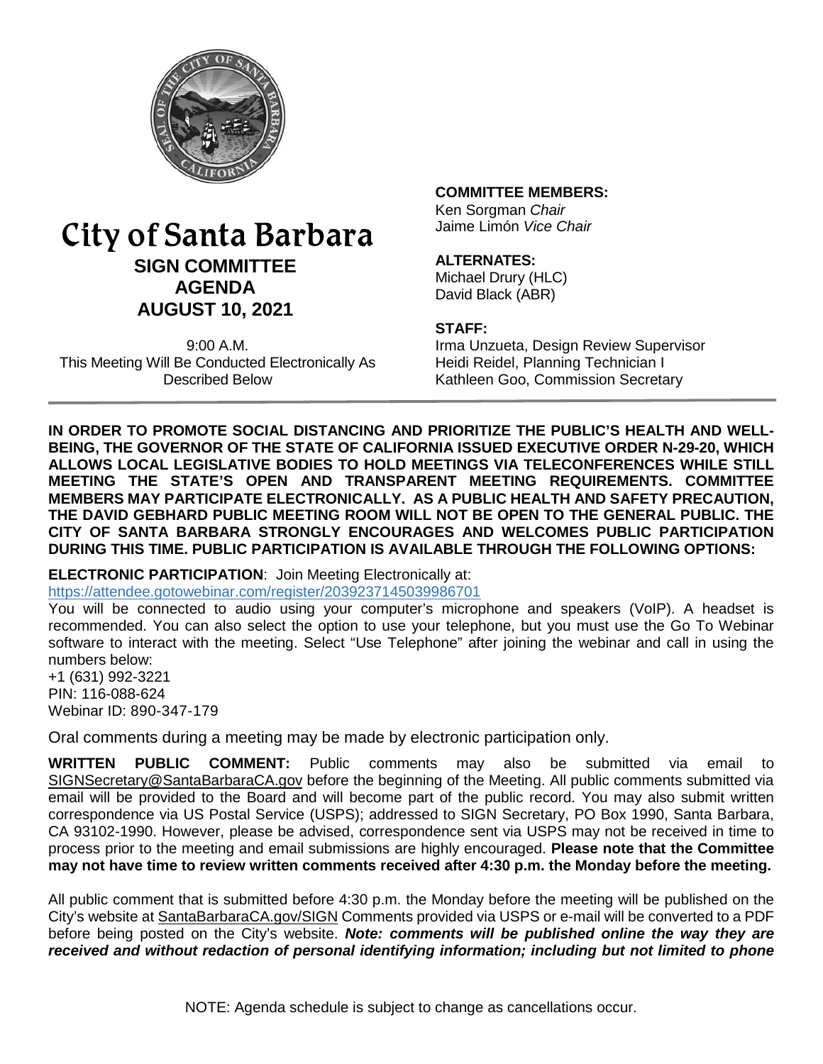# City of Santa Barbara

## SIGN COMMITTEE AGENDA

## AUGUST 10, 2021

9:00 A.M.
This Meeting Will Be Conducted Electronically As Described Below

**COMMITTEE MEMBERS:**
Ken Sorgman *Chair*
Jaime Limón *Vice Chair*

**ALTERNATES:**
Michael Drury (HLC)
David Black (ABR)

**STAFF:**
Irma Unzueta, Design Review Supervisor
Heidi Reidel, Planning Technician I
Kathleen Goo, Commission Secretary

**IN ORDER TO PROMOTE SOCIAL DISTANCING AND PRIORITIZE THE PUBLIC'S HEALTH AND WELL-BEING, THE GOVERNOR OF THE STATE OF CALIFORNIA ISSUED EXECUTIVE ORDER N-29-20, WHICH ALLOWS LOCAL LEGISLATIVE BODIES TO HOLD MEETINGS VIA TELECONFERENCES WHILE STILL MEETING THE STATE'S OPEN AND TRANSPARENT MEETING REQUIREMENTS. COMMITTEE MEMBERS MAY PARTICIPATE ELECTRONICALLY. AS A PUBLIC HEALTH AND SAFETY PRECAUTION, THE DAVID GEBHARD PUBLIC MEETING ROOM WILL NOT BE OPEN TO THE GENERAL PUBLIC. THE CITY OF SANTA BARBARA STRONGLY ENCOURAGES AND WELCOMES PUBLIC PARTICIPATION DURING THIS TIME. PUBLIC PARTICIPATION IS AVAILABLE THROUGH THE FOLLOWING OPTIONS:**

**ELECTRONIC PARTICIPATION**: Join Meeting Electronically at:
https://attendee.gotowebinar.com/register/2039237145039986701
You will be connected to audio using your computer's microphone and speakers (VoIP). A headset is recommended. You can also select the option to use your telephone, but you must use the Go To Webinar software to interact with the meeting. Select "Use Telephone" after joining the webinar and call in using the numbers below:
+1 (631) 992-3221
PIN: 116-088-624
Webinar ID: 890-347-179

Oral comments during a meeting may be made by electronic participation only.

**WRITTEN PUBLIC COMMENT:** Public comments may also be submitted via email to SIGNSecretary@SantaBarbaraCA.gov before the beginning of the Meeting. All public comments submitted via email will be provided to the Board and will become part of the public record. You may also submit written correspondence via US Postal Service (USPS); addressed to SIGN Secretary, PO Box 1990, Santa Barbara, CA 93102-1990. However, please be advised, correspondence sent via USPS may not be received in time to process prior to the meeting and email submissions are highly encouraged. **Please note that the Committee may not have time to review written comments received after 4:30 p.m. the Monday before the meeting.**

All public comment that is submitted before 4:30 p.m. the Monday before the meeting will be published on the City's website at SantaBarbaraCA.gov/SIGN Comments provided via USPS or e-mail will be converted to a PDF before being posted on the City's website. ***Note: comments will be published online the way they are received and without redaction of personal identifying information; including but not limited to phone***

NOTE: Agenda schedule is subject to change as cancellations occur.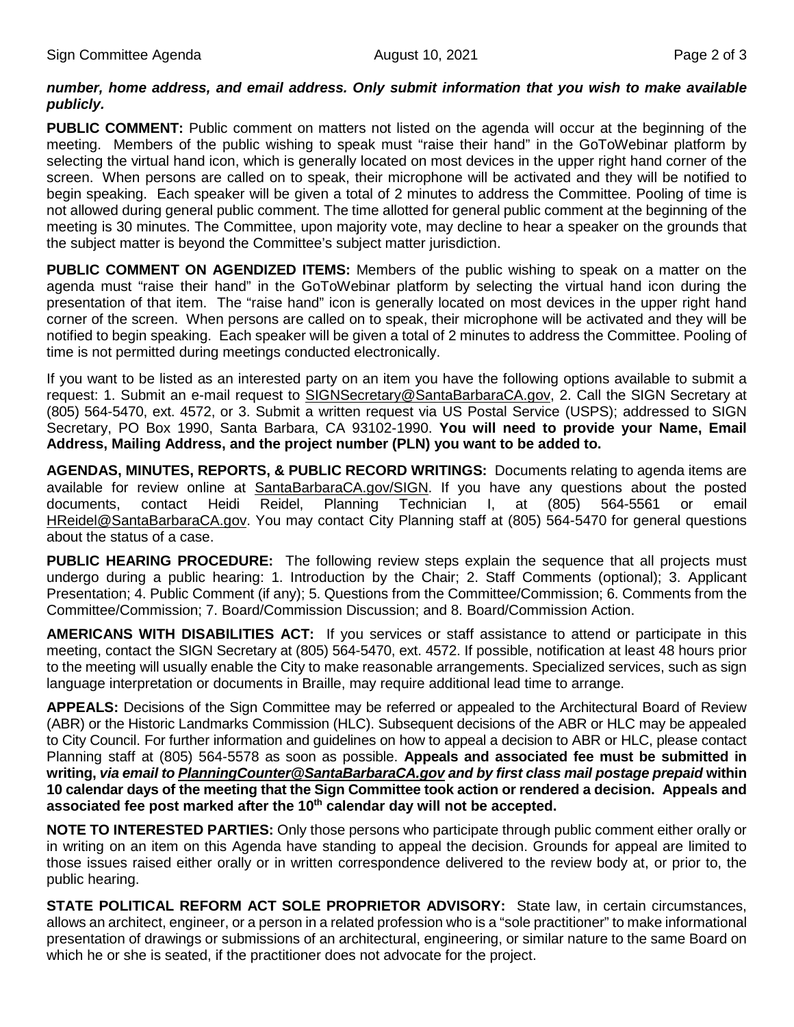***number, home address, and email address. Only submit information that you wish to make available publicly.***

**PUBLIC COMMENT:** Public comment on matters not listed on the agenda will occur at the beginning of the meeting. Members of the public wishing to speak must "raise their hand" in the GoToWebinar platform by selecting the virtual hand icon, which is generally located on most devices in the upper right hand corner of the screen. When persons are called on to speak, their microphone will be activated and they will be notified to begin speaking. Each speaker will be given a total of 2 minutes to address the Committee. Pooling of time is not allowed during general public comment. The time allotted for general public comment at the beginning of the meeting is 30 minutes. The Committee, upon majority vote, may decline to hear a speaker on the grounds that the subject matter is beyond the Committee's subject matter jurisdiction.

**PUBLIC COMMENT ON AGENDIZED ITEMS:** Members of the public wishing to speak on a matter on the agenda must "raise their hand" in the GoToWebinar platform by selecting the virtual hand icon during the presentation of that item. The "raise hand" icon is generally located on most devices in the upper right hand corner of the screen. When persons are called on to speak, their microphone will be activated and they will be notified to begin speaking. Each speaker will be given a total of 2 minutes to address the Committee. Pooling of time is not permitted during meetings conducted electronically.

If you want to be listed as an interested party on an item you have the following options available to submit a request: 1. Submit an e-mail request to SIGNSecretary@SantaBarbaraCA.gov, 2. Call the SIGN Secretary at (805) 564-5470, ext. 4572, or 3. Submit a written request via US Postal Service (USPS); addressed to SIGN Secretary, PO Box 1990, Santa Barbara, CA 93102-1990. **You will need to provide your Name, Email Address, Mailing Address, and the project number (PLN) you want to be added to.**

**AGENDAS, MINUTES, REPORTS, & PUBLIC RECORD WRITINGS:** Documents relating to agenda items are available for review online at SantaBarbaraCA.gov/SIGN. If you have any questions about the posted documents, contact Heidi Reidel, Planning Technician I, at (805) 564-5561 or email HReidel@SantaBarbaraCA.gov. You may contact City Planning staff at (805) 564-5470 for general questions about the status of a case.

**PUBLIC HEARING PROCEDURE:** The following review steps explain the sequence that all projects must undergo during a public hearing: 1. Introduction by the Chair; 2. Staff Comments (optional); 3. Applicant Presentation; 4. Public Comment (if any); 5. Questions from the Committee/Commission; 6. Comments from the Committee/Commission; 7. Board/Commission Discussion; and 8. Board/Commission Action.

**AMERICANS WITH DISABILITIES ACT:** If you services or staff assistance to attend or participate in this meeting, contact the SIGN Secretary at (805) 564-5470, ext. 4572. If possible, notification at least 48 hours prior to the meeting will usually enable the City to make reasonable arrangements. Specialized services, such as sign language interpretation or documents in Braille, may require additional lead time to arrange.

**APPEALS:** Decisions of the Sign Committee may be referred or appealed to the Architectural Board of Review (ABR) or the Historic Landmarks Commission (HLC). Subsequent decisions of the ABR or HLC may be appealed to City Council. For further information and guidelines on how to appeal a decision to ABR or HLC, please contact Planning staff at (805) 564-5578 as soon as possible. **Appeals and associated fee must be submitted in writing, *via email to PlanningCounter@SantaBarbaraCA.gov and by first class mail postage prepaid* within 10 calendar days of the meeting that the Sign Committee took action or rendered a decision. Appeals and associated fee post marked after the 10th calendar day will not be accepted.**

**NOTE TO INTERESTED PARTIES:** Only those persons who participate through public comment either orally or in writing on an item on this Agenda have standing to appeal the decision. Grounds for appeal are limited to those issues raised either orally or in written correspondence delivered to the review body at, or prior to, the public hearing.

**STATE POLITICAL REFORM ACT SOLE PROPRIETOR ADVISORY:** State law, in certain circumstances, allows an architect, engineer, or a person in a related profession who is a "sole practitioner" to make informational presentation of drawings or submissions of an architectural, engineering, or similar nature to the same Board on which he or she is seated, if the practitioner does not advocate for the project.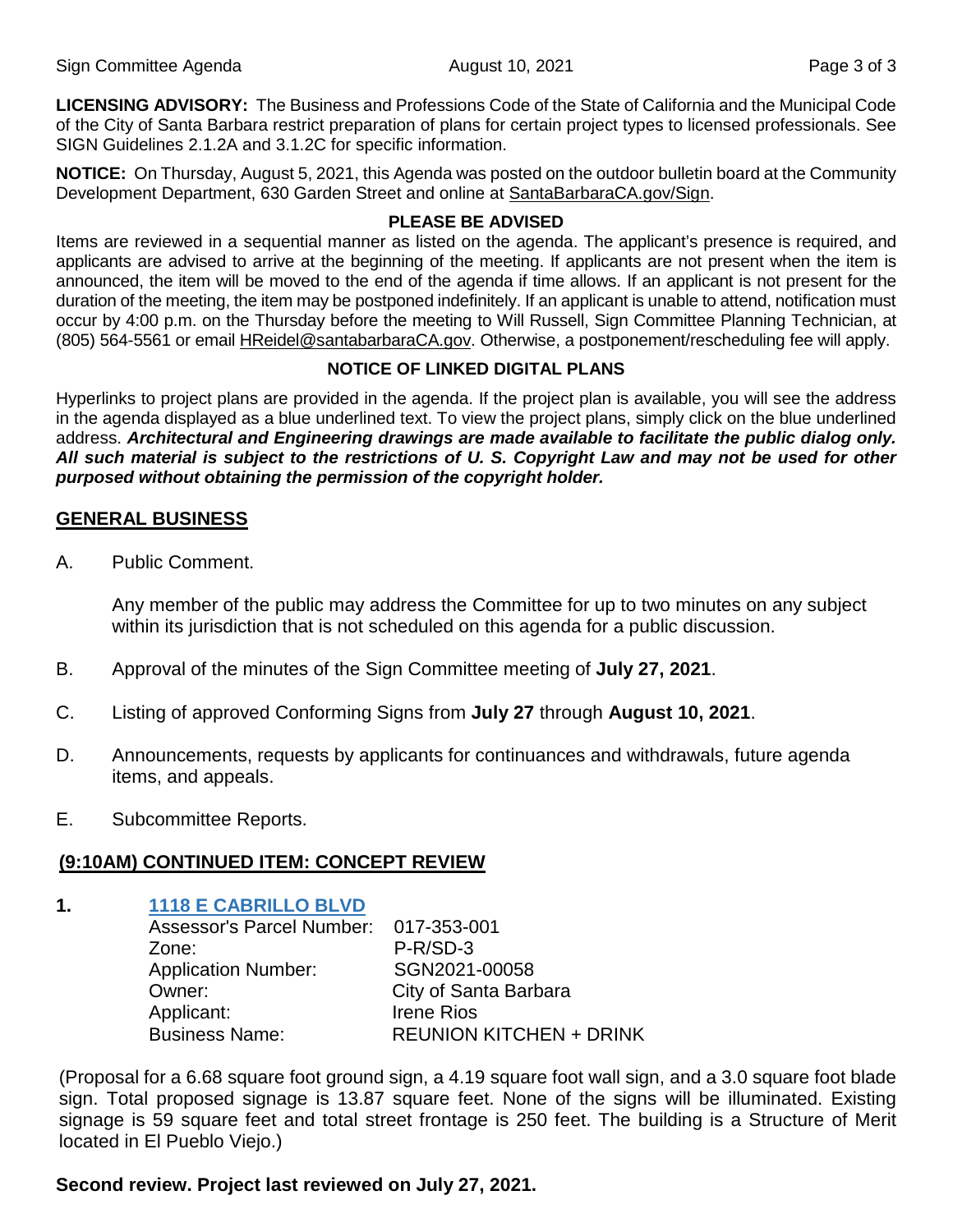**LICENSING ADVISORY:** The Business and Professions Code of the State of California and the Municipal Code of the City of Santa Barbara restrict preparation of plans for certain project types to licensed professionals. See SIGN Guidelines 2.1.2A and 3.1.2C for specific information.

**NOTICE:** On Thursday, August 5, 2021, this Agenda was posted on the outdoor bulletin board at the Community Development Department, 630 Garden Street and online at SantaBarbaraCA.gov/Sign.

**PLEASE BE ADVISED**

Items are reviewed in a sequential manner as listed on the agenda. The applicant's presence is required, and applicants are advised to arrive at the beginning of the meeting. If applicants are not present when the item is announced, the item will be moved to the end of the agenda if time allows. If an applicant is not present for the duration of the meeting, the item may be postponed indefinitely. If an applicant is unable to attend, notification must occur by 4:00 p.m. on the Thursday before the meeting to Will Russell, Sign Committee Planning Technician, at (805) 564-5561 or email HReidel@santabarbaraCA.gov. Otherwise, a postponement/rescheduling fee will apply.

**NOTICE OF LINKED DIGITAL PLANS**

Hyperlinks to project plans are provided in the agenda. If the project plan is available, you will see the address in the agenda displayed as a blue underlined text. To view the project plans, simply click on the blue underlined address. ***Architectural and Engineering drawings are made available to facilitate the public dialog only. All such material is subject to the restrictions of U. S. Copyright Law and may not be used for other purposed without obtaining the permission of the copyright holder.***

## GENERAL BUSINESS

A. Public Comment.

   Any member of the public may address the Committee for up to two minutes on any subject within its jurisdiction that is not scheduled on this agenda for a public discussion.

B. Approval of the minutes of the Sign Committee meeting of **July 27, 2021**.

C. Listing of approved Conforming Signs from **July 27** through **August 10, 2021**.

D. Announcements, requests by applicants for continuances and withdrawals, future agenda items, and appeals.

E. Subcommittee Reports.

## (9:10AM) CONTINUED ITEM: CONCEPT REVIEW

**1. 1118 E CABRILLO BLVD**

Assessor's Parcel Number: 017-353-001
Zone: P-R/SD-3
Application Number: SGN2021-00058
Owner: City of Santa Barbara
Applicant: Irene Rios
Business Name: REUNION KITCHEN + DRINK

(Proposal for a 6.68 square foot ground sign, a 4.19 square foot wall sign, and a 3.0 square foot blade sign. Total proposed signage is 13.87 square feet. None of the signs will be illuminated. Existing signage is 59 square feet and total street frontage is 250 feet. The building is a Structure of Merit located in El Pueblo Viejo.)

**Second review. Project last reviewed on July 27, 2021.**